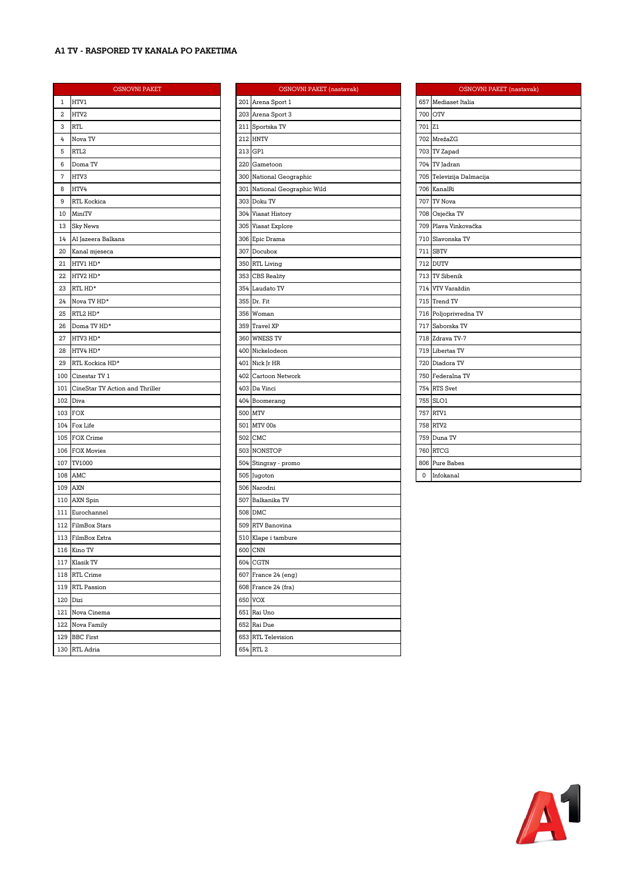# A1 TV - RASPORED TV KANALA PO PAKETIMA

| OSNOVNI PAKET | |
|---|---|
| 1 | HTV1 |
| 2 | HTV2 |
| 3 | RTL |
| 4 | Nova TV |
| 5 | RTL2 |
| 6 | Doma TV |
| 7 | HTV3 |
| 8 | HTV4 |
| 9 | RTL Kockica |
| 10 | MiniTV |
| 13 | Sky News |
| 14 | Al Jazeera Balkans |
| 20 | Kanal mjeseca |
| 21 | HTV1 HD* |
| 22 | HTV2 HD* |
| 23 | RTL HD* |
| 24 | Nova TV HD* |
| 25 | RTL2 HD* |
| 26 | Doma TV HD* |
| 27 | HTV3 HD* |
| 28 | HTV4 HD* |
| 29 | RTL Kockica HD* |
| 100 | Cinestar TV 1 |
| 101 | CineStar TV Action and Thriller |
| 102 | Diva |
| 103 | FOX |
| 104 | Fox Life |
| 105 | FOX Crime |
| 106 | FOX Movies |
| 107 | TV1000 |
| 108 | AMC |
| 109 | AXN |
| 110 | AXN Spin |
| 111 | Eurochannel |
| 112 | FilmBox Stars |
| 113 | FilmBox Extra |
| 116 | Kino TV |
| 117 | Klasik TV |
| 118 | RTL Crime |
| 119 | RTL Passion |
| 120 | Dizi |
| 121 | Nova Cinema |
| 122 | Nova Family |
| 129 | BBC First |
| 130 | RTL Adria |

| OSNOVNI PAKET (nastavak) | |
|---|---|
| 201 | Arena Sport 1 |
| 203 | Arena Sport 3 |
| 211 | Sportska TV |
| 212 | HNTV |
| 213 | GP1 |
| 220 | Gametoon |
| 300 | National Geographic |
| 301 | National Geographic Wild |
| 303 | Doku TV |
| 304 | Viasat History |
| 305 | Viasat Explore |
| 306 | Epic Drama |
| 307 | Docubox |
| 350 | RTL Living |
| 353 | CBS Reality |
| 354 | Laudato TV |
| 355 | Dr. Fit |
| 356 | Woman |
| 359 | Travel XP |
| 360 | WNESS TV |
| 400 | Nickelodeon |
| 401 | Nick Jr HR |
| 402 | Cartoon Network |
| 403 | Da Vinci |
| 404 | Boomerang |
| 500 | MTV |
| 501 | MTV 00s |
| 502 | CMC |
| 503 | NONSTOP |
| 504 | Stingray - promo |
| 505 | Jugoton |
| 506 | Narodni |
| 507 | Balkanika TV |
| 508 | DMC |
| 509 | RTV Banovina |
| 510 | Klape i tambure |
| 600 | CNN |
| 604 | CGTN |
| 607 | France 24 (eng) |
| 608 | France 24 (fra) |
| 650 | VOX |
| 651 | Rai Uno |
| 652 | Rai Due |
| 653 | RTL Television |
| 654 | RTL 2 |

| OSNOVNI PAKET (nastavak) | |
|---|---|
| 657 | Mediaset Italia |
| 700 | OTV |
| 701 | Z1 |
| 702 | MrežaZG |
| 703 | TV Zapad |
| 704 | TV Jadran |
| 705 | Televizija Dalmacija |
| 706 | KanalRi |
| 707 | TV Nova |
| 708 | Osječka TV |
| 709 | Plava Vinkovačka |
| 710 | Slavonska TV |
| 711 | SBTV |
| 712 | DUTV |
| 713 | TV Sibenik |
| 714 | VTV Varaždin |
| 715 | Trend TV |
| 716 | Poljoprivredna TV |
| 717 | Saborska TV |
| 718 | Zdrava TV-7 |
| 719 | Libertas TV |
| 720 | Diadora TV |
| 750 | Federalna TV |
| 754 | RTS Svet |
| 755 | SLO1 |
| 757 | RTV1 |
| 758 | RTV2 |
| 759 | Duna TV |
| 760 | RTCG |
| 806 | Pure Babes |
| 0 | Infokanal |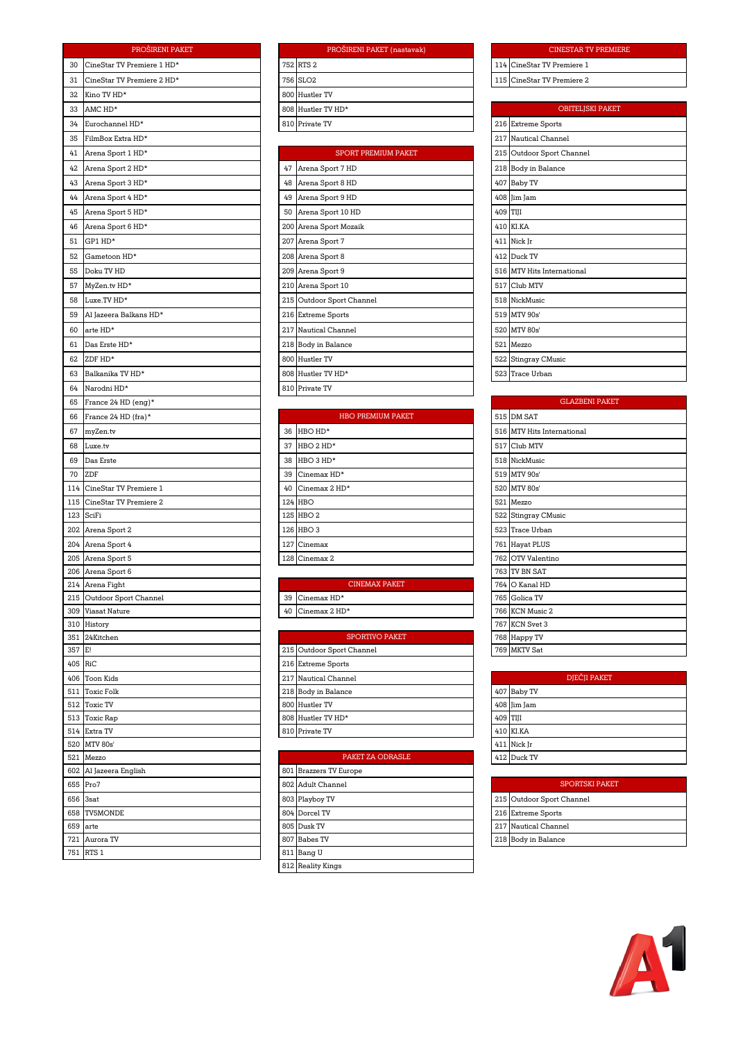| PROŠIRENI PAKET | |
|---|---|
| 30 | CineStar TV Premiere 1 HD* |
| 31 | CineStar TV Premiere 2 HD* |
| 32 | Kino TV HD* |
| 33 | AMC HD* |
| 34 | Eurochannel HD* |
| 35 | FilmBox Extra HD* |
| 41 | Arena Sport 1 HD* |
| 42 | Arena Sport 2 HD* |
| 43 | Arena Sport 3 HD* |
| 44 | Arena Sport 4 HD* |
| 45 | Arena Sport 5 HD* |
| 46 | Arena Sport 6 HD* |
| 51 | GP1 HD* |
| 52 | Gametoon HD* |
| 55 | Doku TV HD |
| 57 | MyZen.tv HD* |
| 58 | Luxe.TV HD* |
| 59 | Al Jazeera Balkans HD* |
| 60 | arte HD* |
| 61 | Das Erste HD* |
| 62 | ZDF HD* |
| 63 | Balkanika TV HD* |
| 64 | Narodni HD* |
| 65 | France 24 HD (eng)* |
| 66 | France 24 HD (fra)* |
| 67 | myZen.tv |
| 68 | Luxe.tv |
| 69 | Das Erste |
| 70 | ZDF |
| 114 | CineStar TV Premiere 1 |
| 115 | CineStar TV Premiere 2 |
| 123 | SciFi |
| 202 | Arena Sport 2 |
| 204 | Arena Sport 4 |
| 205 | Arena Sport 5 |
| 206 | Arena Sport 6 |
| 214 | Arena Fight |
| 215 | Outdoor Sport Channel |
| 309 | Viasat Nature |
| 310 | History |
| 351 | 24Kitchen |
| 357 | E! |
| 405 | RiC |
| 406 | Toon Kids |
| 511 | Toxic Folk |
| 512 | Toxic TV |
| 513 | Toxic Rap |
| 514 | Extra TV |
| 520 | MTV 80s' |
| 521 | Mezzo |
| 602 | Al Jazeera English |
| 655 | Pro7 |
| 656 | 3sat |
| 658 | TV5MONDE |
| 659 | arte |
| 721 | Aurora TV |
| 751 | RTS 1 |

| PROŠIRENI PAKET (nastavak) | |
|---|---|
| 752 | RTS 2 |
| 756 | SLO2 |
| 800 | Hustler TV |
| 808 | Hustler TV HD* |
| 810 | Private TV |

| SPORT PREMIUM PAKET | |
|---|---|
| 47 | Arena Sport 7 HD |
| 48 | Arena Sport 8 HD |
| 49 | Arena Sport 9 HD |
| 50 | Arena Sport 10 HD |
| 200 | Arena Sport Mozaik |
| 207 | Arena Sport 7 |
| 208 | Arena Sport 8 |
| 209 | Arena Sport 9 |
| 210 | Arena Sport 10 |
| 215 | Outdoor Sport Channel |
| 216 | Extreme Sports |
| 217 | Nautical Channel |
| 218 | Body in Balance |
| 800 | Hustler TV |
| 808 | Hustler TV HD* |
| 810 | Private TV |

| HBO PREMIUM PAKET | |
|---|---|
| 36 | HBO HD* |
| 37 | HBO 2 HD* |
| 38 | HBO 3 HD* |
| 39 | Cinemax HD* |
| 40 | Cinemax 2 HD* |
| 124 | HBO |
| 125 | HBO 2 |
| 126 | HBO 3 |
| 127 | Cinemax |
| 128 | Cinemax 2 |

| CINEMAX PAKET | |
|---|---|
| 39 | Cinemax HD* |
| 40 | Cinemax 2 HD* |

| SPORTIVO PAKET | |
|---|---|
| 215 | Outdoor Sport Channel |
| 216 | Extreme Sports |
| 217 | Nautical Channel |
| 218 | Body in Balance |
| 800 | Hustler TV |
| 808 | Hustler TV HD* |
| 810 | Private TV |

| PAKET ZA ODRASLE | |
|---|---|
| 801 | Brazzers TV Europe |
| 802 | Adult Channel |
| 803 | Playboy TV |
| 804 | Dorcel TV |
| 805 | Dusk TV |
| 807 | Babes TV |
| 811 | Bang U |
| 812 | Reality Kings |

| CINESTAR TV PREMIERE | |
|---|---|
| 114 | CineStar TV Premiere 1 |
| 115 | CineStar TV Premiere 2 |

| OBITELJSKI PAKET | |
|---|---|
| 216 | Extreme Sports |
| 217 | Nautical Channel |
| 215 | Outdoor Sport Channel |
| 218 | Body in Balance |
| 407 | Baby TV |
| 408 | Jim Jam |
| 409 | TIJI |
| 410 | KI.KA |
| 411 | Nick Jr |
| 412 | Duck TV |
| 516 | MTV Hits International |
| 517 | Club MTV |
| 518 | NickMusic |
| 519 | MTV 90s' |
| 520 | MTV 80s' |
| 521 | Mezzo |
| 522 | Stingray CMusic |
| 523 | Trace Urban |

| GLAZBENI PAKET | |
|---|---|
| 515 | DM SAT |
| 516 | MTV Hits International |
| 517 | Club MTV |
| 518 | NickMusic |
| 519 | MTV 90s' |
| 520 | MTV 80s' |
| 521 | Mezzo |
| 522 | Stingray CMusic |
| 523 | Trace Urban |
| 761 | Hayat PLUS |
| 762 | OTV Valentino |
| 763 | TV BN SAT |
| 764 | O Kanal HD |
| 765 | Golica TV |
| 766 | KCN Music 2 |
| 767 | KCN Svet 3 |
| 768 | Happy TV |
| 769 | MKTV Sat |

| DJEČJI PAKET | |
|---|---|
| 407 | Baby TV |
| 408 | Jim Jam |
| 409 | TIJI |
| 410 | KI.KA |
| 411 | Nick Jr |
| 412 | Duck TV |

| SPORTSKI PAKET | |
|---|---|
| 215 | Outdoor Sport Channel |
| 216 | Extreme Sports |
| 217 | Nautical Channel |
| 218 | Body in Balance |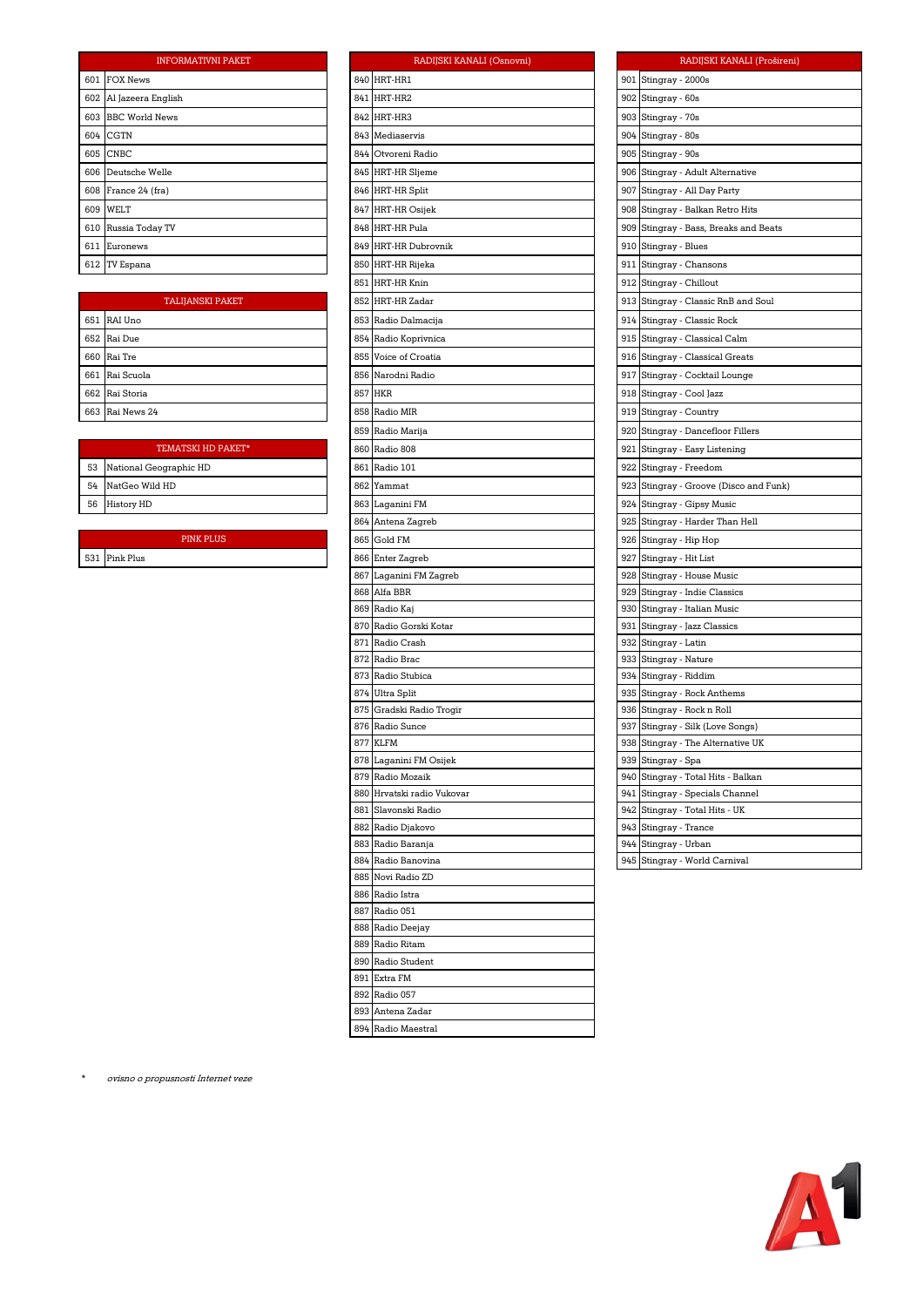| INFORMATIVNI PAKET | |
|---|---|
| 601 | FOX News |
| 602 | Al Jazeera English |
| 603 | BBC World News |
| 604 | CGTN |
| 605 | CNBC |
| 606 | Deutsche Welle |
| 608 | France 24 (fra) |
| 609 | WELT |
| 610 | Russia Today TV |
| 611 | Euronews |
| 612 | TV Espana |

| TALIJANSKI PAKET | |
|---|---|
| 651 | RAI Uno |
| 652 | Rai Due |
| 660 | Rai Tre |
| 661 | Rai Scuola |
| 662 | Rai Storia |
| 663 | Rai News 24 |

| TEMATSKI HD PAKET* | |
|---|---|
| 53 | National Geographic HD |
| 54 | NatGeo Wild HD |
| 56 | History HD |

| PINK PLUS | |
|---|---|
| 531 | Pink Plus |

| RADIJSKI KANALI (Osnovni) | |
|---|---|
| 840 | HRT-HR1 |
| 841 | HRT-HR2 |
| 842 | HRT-HR3 |
| 843 | Mediaservis |
| 844 | Otvoreni Radio |
| 845 | HRT-HR Sljeme |
| 846 | HRT-HR Split |
| 847 | HRT-HR Osijek |
| 848 | HRT-HR Pula |
| 849 | HRT-HR Dubrovnik |
| 850 | HRT-HR Rijeka |
| 851 | HRT-HR Knin |
| 852 | HRT-HR Zadar |
| 853 | Radio Dalmacija |
| 854 | Radio Koprivnica |
| 855 | Voice of Croatia |
| 856 | Narodni Radio |
| 857 | HKR |
| 858 | Radio MIR |
| 859 | Radio Marija |
| 860 | Radio 808 |
| 861 | Radio 101 |
| 862 | Yammat |
| 863 | Laganini FM |
| 864 | Antena Zagreb |
| 865 | Gold FM |
| 866 | Enter Zagreb |
| 867 | Laganini FM Zagreb |
| 868 | Alfa BBR |
| 869 | Radio Kaj |
| 870 | Radio Gorski Kotar |
| 871 | Radio Crash |
| 872 | Radio Brac |
| 873 | Radio Stubica |
| 874 | Ultra Split |
| 875 | Gradski Radio Trogir |
| 876 | Radio Sunce |
| 877 | KLFM |
| 878 | Laganini FM Osijek |
| 879 | Radio Mozaik |
| 880 | Hrvatski radio Vukovar |
| 881 | Slavonski Radio |
| 882 | Radio Djakovo |
| 883 | Radio Baranja |
| 884 | Radio Banovina |
| 885 | Novi Radio ZD |
| 886 | Radio Istra |
| 887 | Radio 051 |
| 888 | Radio Deejay |
| 889 | Radio Ritam |
| 890 | Radio Student |
| 891 | Extra FM |
| 892 | Radio 057 |
| 893 | Antena Zadar |
| 894 | Radio Maestral |

| RADIJSKI KANALI (Prošireni) | |
|---|---|
| 901 | Stingray - 2000s |
| 902 | Stingray - 60s |
| 903 | Stingray - 70s |
| 904 | Stingray - 80s |
| 905 | Stingray - 90s |
| 906 | Stingray - Adult Alternative |
| 907 | Stingray - All Day Party |
| 908 | Stingray - Balkan Retro Hits |
| 909 | Stingray - Bass, Breaks and Beats |
| 910 | Stingray - Blues |
| 911 | Stingray - Chansons |
| 912 | Stingray - Chillout |
| 913 | Stingray - Classic RnB and Soul |
| 914 | Stingray - Classic Rock |
| 915 | Stingray - Classical Calm |
| 916 | Stingray - Classical Greats |
| 917 | Stingray - Cocktail Lounge |
| 918 | Stingray - Cool Jazz |
| 919 | Stingray - Country |
| 920 | Stingray - Dancefloor Fillers |
| 921 | Stingray - Easy Listening |
| 922 | Stingray - Freedom |
| 923 | Stingray - Groove (Disco and Funk) |
| 924 | Stingray - Gipsy Music |
| 925 | Stingray - Harder Than Hell |
| 926 | Stingray - Hip Hop |
| 927 | Stingray - Hit List |
| 928 | Stingray - House Music |
| 929 | Stingray - Indie Classics |
| 930 | Stingray - Italian Music |
| 931 | Stingray - Jazz Classics |
| 932 | Stingray - Latin |
| 933 | Stingray - Nature |
| 934 | Stingray - Riddim |
| 935 | Stingray - Rock Anthems |
| 936 | Stingray - Rock n Roll |
| 937 | Stingray - Silk (Love Songs) |
| 938 | Stingray - The Alternative UK |
| 939 | Stingray - Spa |
| 940 | Stingray - Total Hits - Balkan |
| 941 | Stingray - Specials Channel |
| 942 | Stingray - Total Hits - UK |
| 943 | Stingray - Trance |
| 944 | Stingray - Urban |
| 945 | Stingray - World Carnival |

\* *ovisno o propusnosti Internet veze*